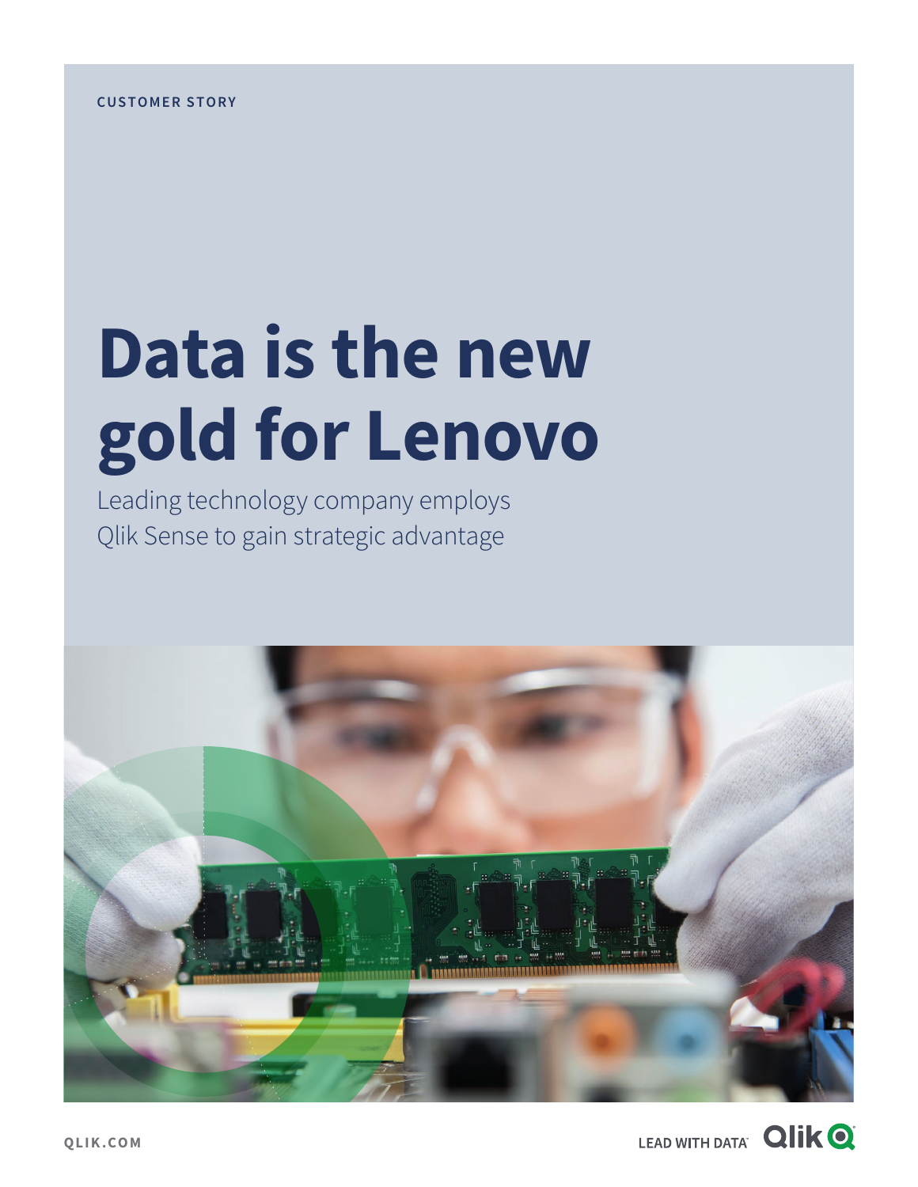CUSTOMER STORY

# Data is the new gold for Lenovo

Leading technology company employs Qlik Sense to gain strategic advantage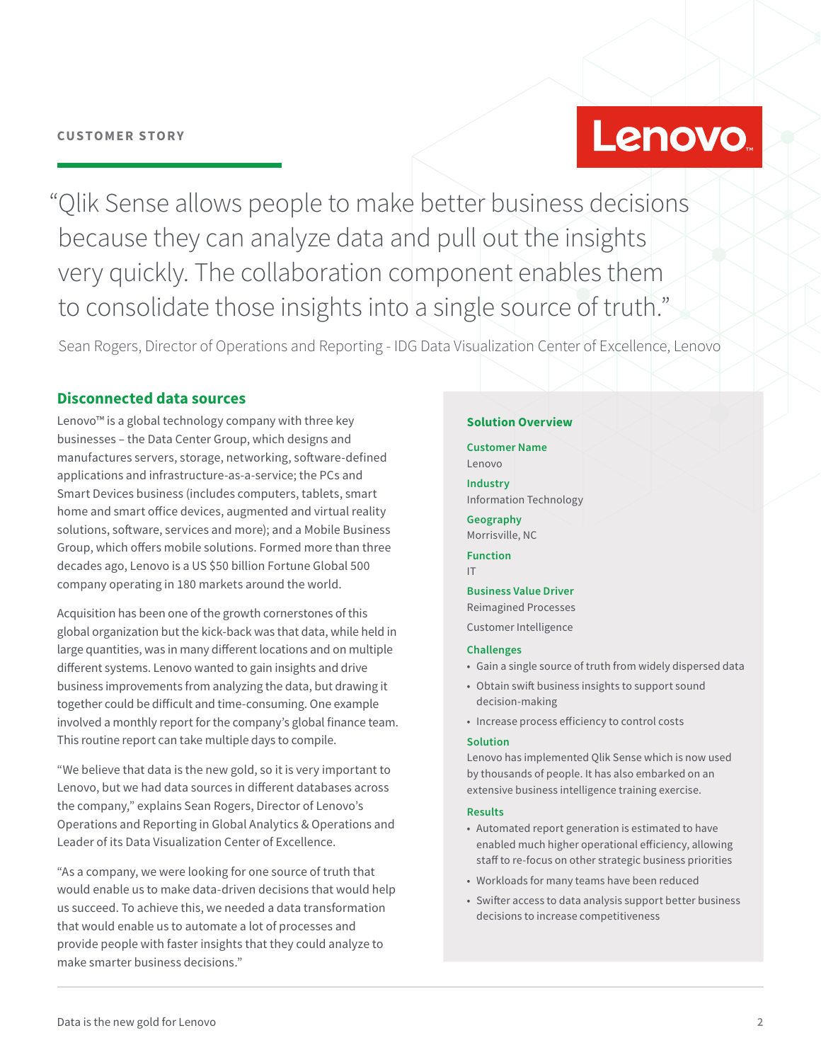CUSTOMER STORY

Lenovo

“Qlik Sense allows people to make better business decisions because they can analyze data and pull out the insights very quickly. The collaboration component enables them to consolidate those insights into a single source of truth.”

Sean Rogers, Director of Operations and Reporting - IDG Data Visualization Center of Excellence, Lenovo

## Disconnected data sources

Lenovo™ is a global technology company with three key businesses – the Data Center Group, which designs and manufactures servers, storage, networking, software-defined applications and infrastructure-as-a-service; the PCs and Smart Devices business (includes computers, tablets, smart home and smart office devices, augmented and virtual reality solutions, software, services and more); and a Mobile Business Group, which offers mobile solutions. Formed more than three decades ago, Lenovo is a US $50 billion Fortune Global 500 company operating in 180 markets around the world.

Acquisition has been one of the growth cornerstones of this global organization but the kick-back was that data, while held in large quantities, was in many different locations and on multiple different systems. Lenovo wanted to gain insights and drive business improvements from analyzing the data, but drawing it together could be difficult and time-consuming. One example involved a monthly report for the company’s global finance team. This routine report can take multiple days to compile.

“We believe that data is the new gold, so it is very important to Lenovo, but we had data sources in different databases across the company,” explains Sean Rogers, Director of Lenovo’s Operations and Reporting in Global Analytics & Operations and Leader of its Data Visualization Center of Excellence.

“As a company, we were looking for one source of truth that would enable us to make data-driven decisions that would help us succeed. To achieve this, we needed a data transformation that would enable us to automate a lot of processes and provide people with faster insights that they could analyze to make smarter business decisions.”

### Solution Overview

**Customer Name**
Lenovo

**Industry**
Information Technology

**Geography**
Morrisville, NC

**Function**
IT

**Business Value Driver**
Reimagined Processes

Customer Intelligence

**Challenges**

- Gain a single source of truth from widely dispersed data
- Obtain swift business insights to support sound decision-making
- Increase process efficiency to control costs

**Solution**

Lenovo has implemented Qlik Sense which is now used by thousands of people. It has also embarked on an extensive business intelligence training exercise.

**Results**

- Automated report generation is estimated to have enabled much higher operational efficiency, allowing staff to re-focus on other strategic business priorities
- Workloads for many teams have been reduced
- Swifter access to data analysis support better business decisions to increase competitiveness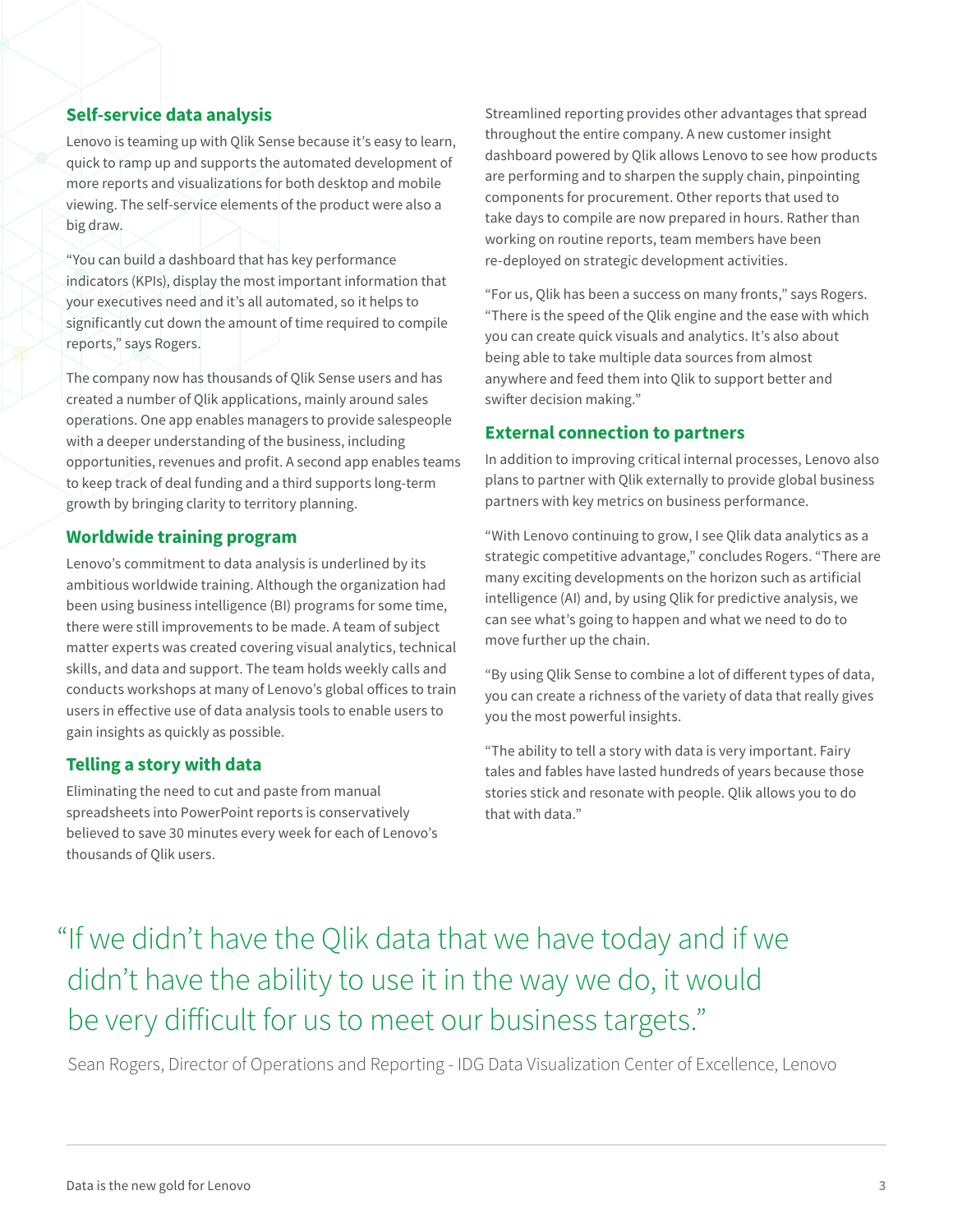## Self-service data analysis

Lenovo is teaming up with Qlik Sense because it's easy to learn, quick to ramp up and supports the automated development of more reports and visualizations for both desktop and mobile viewing. The self-service elements of the product were also a big draw.

"You can build a dashboard that has key performance indicators (KPIs), display the most important information that your executives need and it's all automated, so it helps to significantly cut down the amount of time required to compile reports," says Rogers.

The company now has thousands of Qlik Sense users and has created a number of Qlik applications, mainly around sales operations. One app enables managers to provide salespeople with a deeper understanding of the business, including opportunities, revenues and profit. A second app enables teams to keep track of deal funding and a third supports long-term growth by bringing clarity to territory planning.

## Worldwide training program

Lenovo's commitment to data analysis is underlined by its ambitious worldwide training. Although the organization had been using business intelligence (BI) programs for some time, there were still improvements to be made. A team of subject matter experts was created covering visual analytics, technical skills, and data and support. The team holds weekly calls and conducts workshops at many of Lenovo's global offices to train users in effective use of data analysis tools to enable users to gain insights as quickly as possible.

## Telling a story with data

Eliminating the need to cut and paste from manual spreadsheets into PowerPoint reports is conservatively believed to save 30 minutes every week for each of Lenovo's thousands of Qlik users.

Streamlined reporting provides other advantages that spread throughout the entire company. A new customer insight dashboard powered by Qlik allows Lenovo to see how products are performing and to sharpen the supply chain, pinpointing components for procurement. Other reports that used to take days to compile are now prepared in hours. Rather than working on routine reports, team members have been re-deployed on strategic development activities.

"For us, Qlik has been a success on many fronts," says Rogers. "There is the speed of the Qlik engine and the ease with which you can create quick visuals and analytics. It's also about being able to take multiple data sources from almost anywhere and feed them into Qlik to support better and swifter decision making."

## External connection to partners

In addition to improving critical internal processes, Lenovo also plans to partner with Qlik externally to provide global business partners with key metrics on business performance.

"With Lenovo continuing to grow, I see Qlik data analytics as a strategic competitive advantage," concludes Rogers. "There are many exciting developments on the horizon such as artificial intelligence (AI) and, by using Qlik for predictive analysis, we can see what's going to happen and what we need to do to move further up the chain.

"By using Qlik Sense to combine a lot of different types of data, you can create a richness of the variety of data that really gives you the most powerful insights.

"The ability to tell a story with data is very important. Fairy tales and fables have lasted hundreds of years because those stories stick and resonate with people. Qlik allows you to do that with data."

> "If we didn't have the Qlik data that we have today and if we didn't have the ability to use it in the way we do, it would be very difficult for us to meet our business targets."

Sean Rogers, Director of Operations and Reporting - IDG Data Visualization Center of Excellence, Lenovo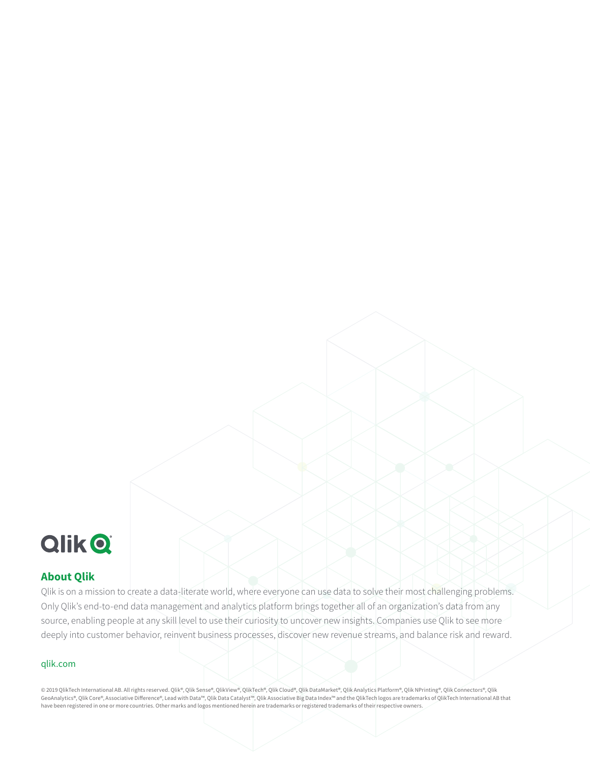Qlik

## About Qlik

Qlik is on a mission to create a data-literate world, where everyone can use data to solve their most challenging problems. Only Qlik's end-to-end data management and analytics platform brings together all of an organization's data from any source, enabling people at any skill level to use their curiosity to uncover new insights. Companies use Qlik to see more deeply into customer behavior, reinvent business processes, discover new revenue streams, and balance risk and reward.

qlik.com

© 2019 QlikTech International AB. All rights reserved. Qlik®, Qlik Sense®, QlikView®, QlikTech®, Qlik Cloud®, Qlik DataMarket®, Qlik Analytics Platform®, Qlik NPrinting®, Qlik Connectors®, Qlik GeoAnalytics®, Qlik Core®, Associative Difference®, Lead with Data™, Qlik Data Catalyst™, Qlik Associative Big Data Index™ and the QlikTech logos are trademarks of QlikTech International AB that have been registered in one or more countries. Other marks and logos mentioned herein are trademarks or registered trademarks of their respective owners.